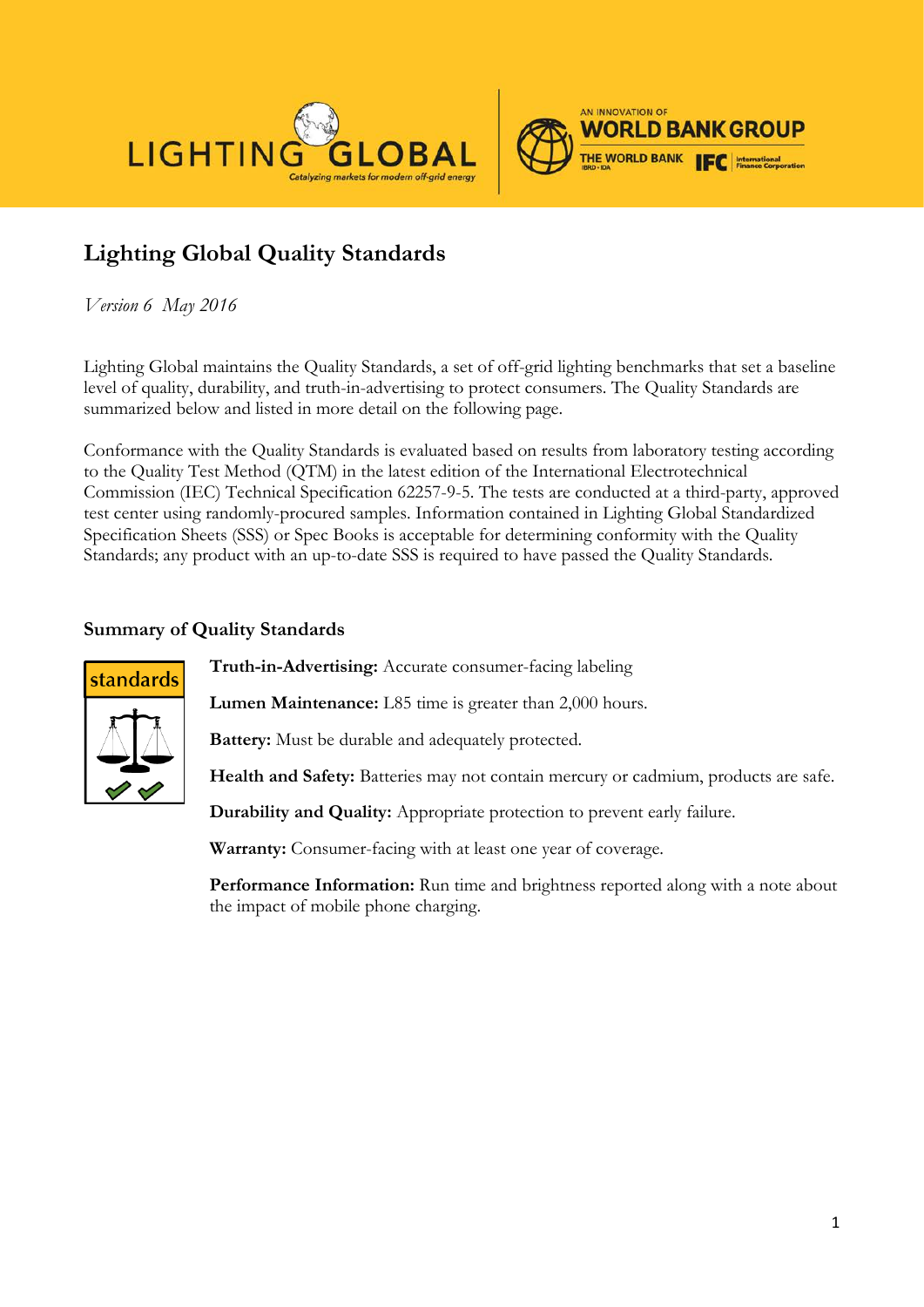# Lighting Global Quality Standards

*Version 6 May 2016*

Lighting Global maintains the Quality Standards, a set of off-grid lighting benchmarks that set a baseline level of quality, durability, and truth-in-advertising to protect consumers. The Quality Standards are summarized below and listed in more detail on the following page.

Conformance with the Quality Standards is evaluated based on results from laboratory testing according to the Quality Test Method (QTM) in the latest edition of the International Electrotechnical Commission (IEC) Technical Specification 62257-9-5. The tests are conducted at a third-party, approved test center using randomly-procured samples. Information contained in Lighting Global Standardized Specification Sheets (SSS) or Spec Books is acceptable for determining conformity with the Quality Standards; any product with an up-to-date SSS is required to have passed the Quality Standards.

## Summary of Quality Standards

**Truth-in-Advertising:** Accurate consumer-facing labeling

**Lumen Maintenance:** L85 time is greater than 2,000 hours.

**Battery:** Must be durable and adequately protected.

**Health and Safety:** Batteries may not contain mercury or cadmium, products are safe.

**Durability and Quality:** Appropriate protection to prevent early failure.

**Warranty:** Consumer-facing with at least one year of coverage.

**Performance Information:** Run time and brightness reported along with a note about the impact of mobile phone charging.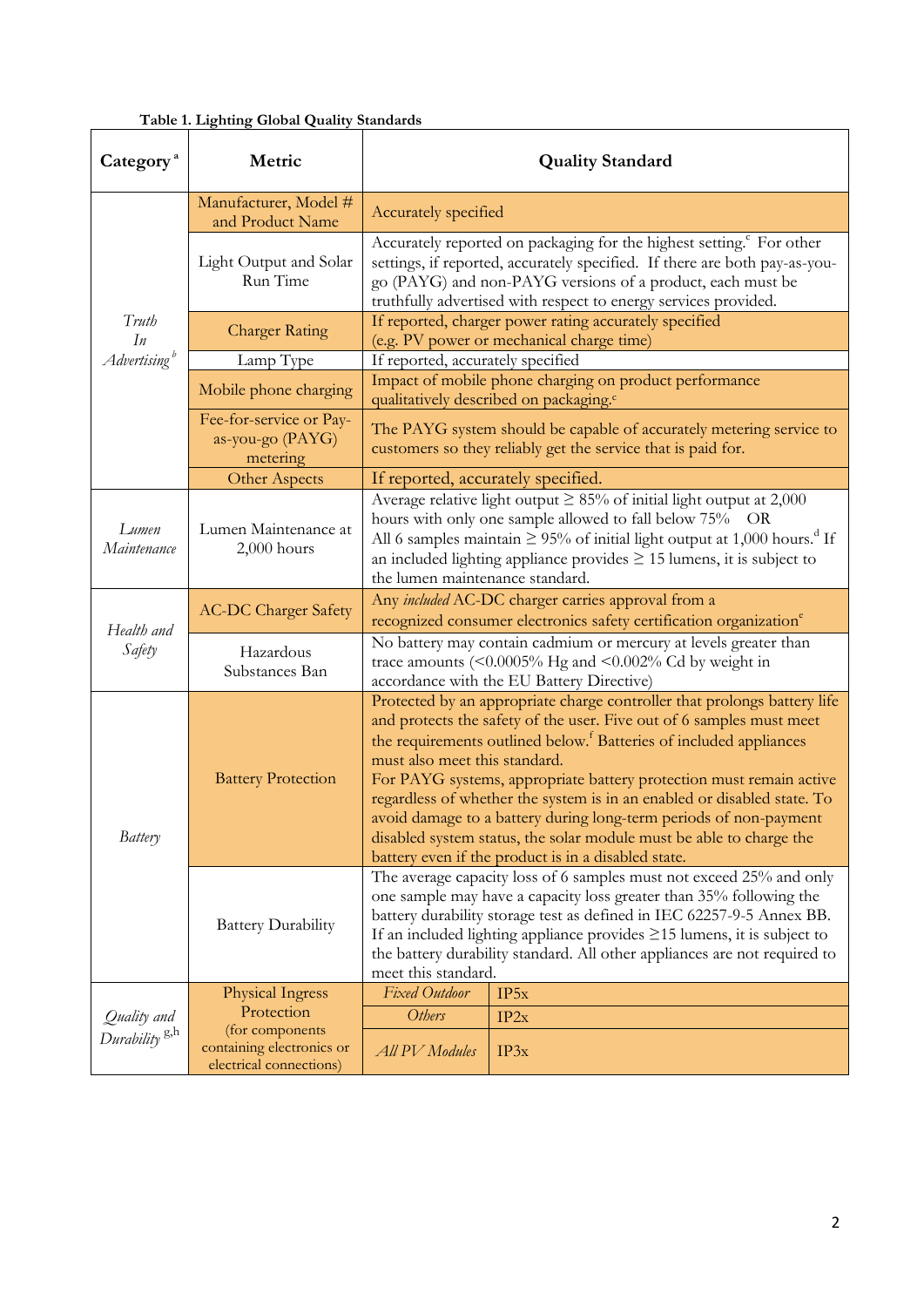**Table 1. Lighting Global Quality Standards**

| Category [a] | Metric | Quality Standard | |
|---|---|---|---|
| *Truth In Advertising* [b] | Manufacturer, Model # and Product Name | Accurately specified | |
| | Light Output and Solar Run Time | Accurately reported on packaging for the highest setting.[c] For other settings, if reported, accurately specified. If there are both pay-as-you-go (PAYG) and non-PAYG versions of a product, each must be truthfully advertised with respect to energy services provided. | |
| | Charger Rating | If reported, charger power rating accurately specified (e.g. PV power or mechanical charge time) | |
| | Lamp Type | If reported, accurately specified | |
| | Mobile phone charging | Impact of mobile phone charging on product performance qualitatively described on packaging.[c] | |
| | Fee-for-service or Pay-as-you-go (PAYG) metering | The PAYG system should be capable of accurately metering service to customers so they reliably get the service that is paid for. | |
| | Other Aspects | If reported, accurately specified. | |
| *Lumen Maintenance* | Lumen Maintenance at 2,000 hours | Average relative light output ≥ 85% of initial light output at 2,000 hours with only one sample allowed to fall below 75% OR All 6 samples maintain ≥ 95% of initial light output at 1,000 hours.[d] If an included lighting appliance provides ≥ 15 lumens, it is subject to the lumen maintenance standard. | |
| *Health and Safety* | AC-DC Charger Safety | Any *included* AC-DC charger carries approval from a recognized consumer electronics safety certification organization[e] | |
| | Hazardous Substances Ban | No battery may contain cadmium or mercury at levels greater than trace amounts (<0.0005% Hg and <0.002% Cd by weight in accordance with the EU Battery Directive) | |
| *Battery* | Battery Protection | Protected by an appropriate charge controller that prolongs battery life and protects the safety of the user. Five out of 6 samples must meet the requirements outlined below.[f] Batteries of included appliances must also meet this standard. For PAYG systems, appropriate battery protection must remain active regardless of whether the system is in an enabled or disabled state. To avoid damage to a battery during long-term periods of non-payment disabled system status, the solar module must be able to charge the battery even if the product is in a disabled state. | |
| | Battery Durability | The average capacity loss of 6 samples must not exceed 25% and only one sample may have a capacity loss greater than 35% following the battery durability storage test as defined in IEC 62257-9-5 Annex BB. If an included lighting appliance provides ≥15 lumens, it is subject to the battery durability standard. All other appliances are not required to meet this standard. | |
| *Quality and Durability* [g,h] | Physical Ingress Protection (for components containing electronics or electrical connections) | *Fixed Outdoor* | IP5x |
| | | *Others* | IP2x |
| | | *All PV Modules* | IP3x |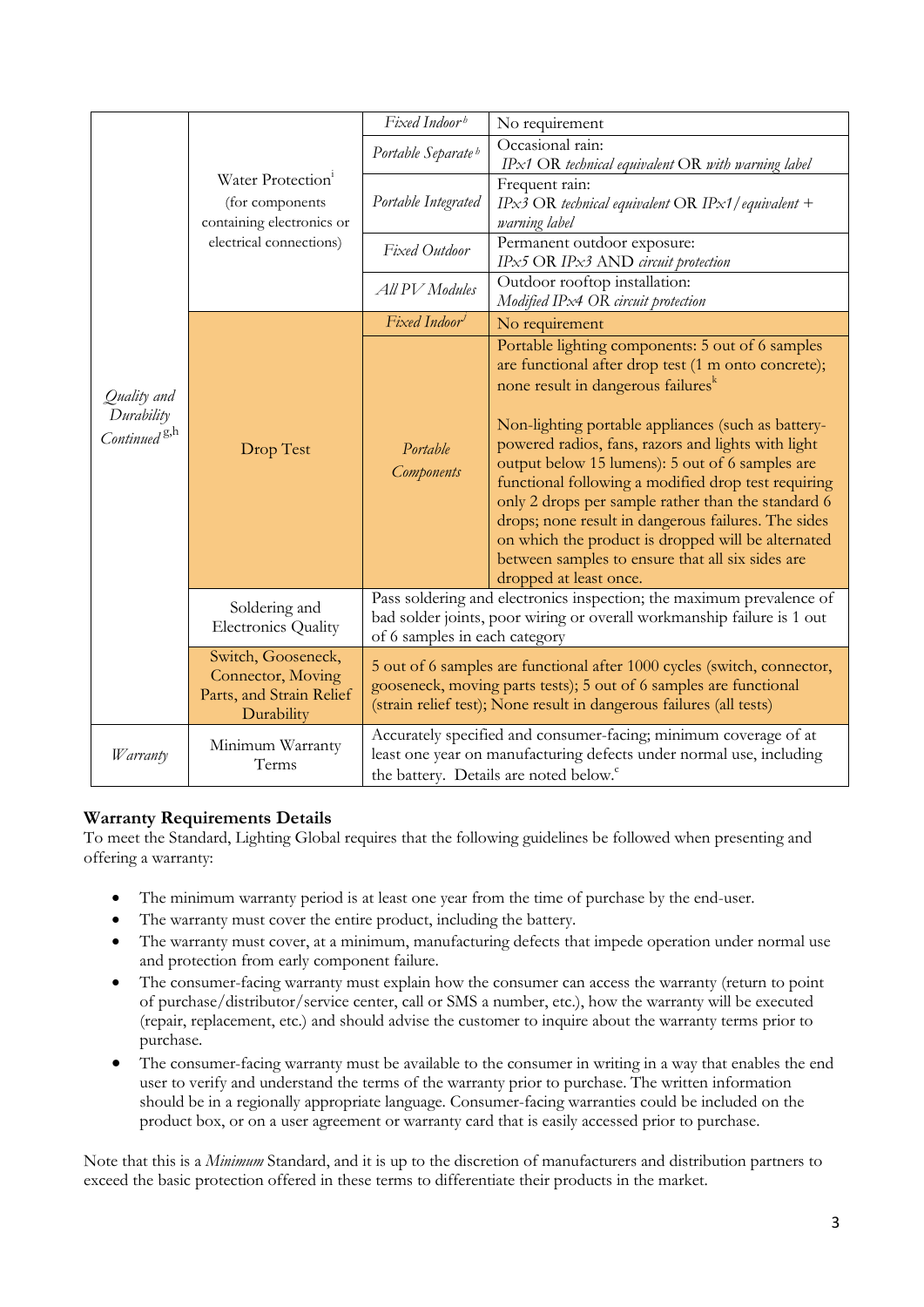| | | | |
|---|---|---|---|
| *Quality and Durability Continued* [g,h] | Water Protection[i] (for components containing electronics or electrical connections) | *Fixed Indoor* [b] | No requirement |
| | | *Portable Separate* [b] | Occasional rain: *IPx1* OR *technical equivalent* OR *with warning label* |
| | | *Portable Integrated* | Frequent rain: *IPx3* OR *technical equivalent* OR *IPx1/equivalent + warning label* |
| | | *Fixed Outdoor* | Permanent outdoor exposure: *IPx5* OR *IPx3* AND *circuit protection* |
| | | *All PV Modules* | Outdoor rooftop installation: *Modified IPx4 OR circuit protection* |
| | Drop Test | *Fixed Indoor* [j] | No requirement |
| | | *Portable Components* | Portable lighting components: 5 out of 6 samples are functional after drop test (1 m onto concrete); none result in dangerous failures[k]<br><br>Non-lighting portable appliances (such as battery-powered radios, fans, razors and lights with light output below 15 lumens): 5 out of 6 samples are functional following a modified drop test requiring only 2 drops per sample rather than the standard 6 drops; none result in dangerous failures. The sides on which the product is dropped will be alternated between samples to ensure that all six sides are dropped at least once. |
| | Soldering and Electronics Quality | Pass soldering and electronics inspection; the maximum prevalence of bad solder joints, poor wiring or overall workmanship failure is 1 out of 6 samples in each category | |
| | Switch, Gooseneck, Connector, Moving Parts, and Strain Relief Durability | 5 out of 6 samples are functional after 1000 cycles (switch, connector, gooseneck, moving parts tests); 5 out of 6 samples are functional (strain relief test); None result in dangerous failures (all tests) | |
| *Warranty* | Minimum Warranty Terms | Accurately specified and consumer-facing; minimum coverage of at least one year on manufacturing defects under normal use, including the battery. Details are noted below.[c] | |

## Warranty Requirements Details

To meet the Standard, Lighting Global requires that the following guidelines be followed when presenting and offering a warranty:

- The minimum warranty period is at least one year from the time of purchase by the end-user.
- The warranty must cover the entire product, including the battery.
- The warranty must cover, at a minimum, manufacturing defects that impede operation under normal use and protection from early component failure.
- The consumer-facing warranty must explain how the consumer can access the warranty (return to point of purchase/distributor/service center, call or SMS a number, etc.), how the warranty will be executed (repair, replacement, etc.) and should advise the customer to inquire about the warranty terms prior to purchase.
- The consumer-facing warranty must be available to the consumer in writing in a way that enables the end user to verify and understand the terms of the warranty prior to purchase. The written information should be in a regionally appropriate language. Consumer-facing warranties could be included on the product box, or on a user agreement or warranty card that is easily accessed prior to purchase.

Note that this is a *Minimum* Standard, and it is up to the discretion of manufacturers and distribution partners to exceed the basic protection offered in these terms to differentiate their products in the market.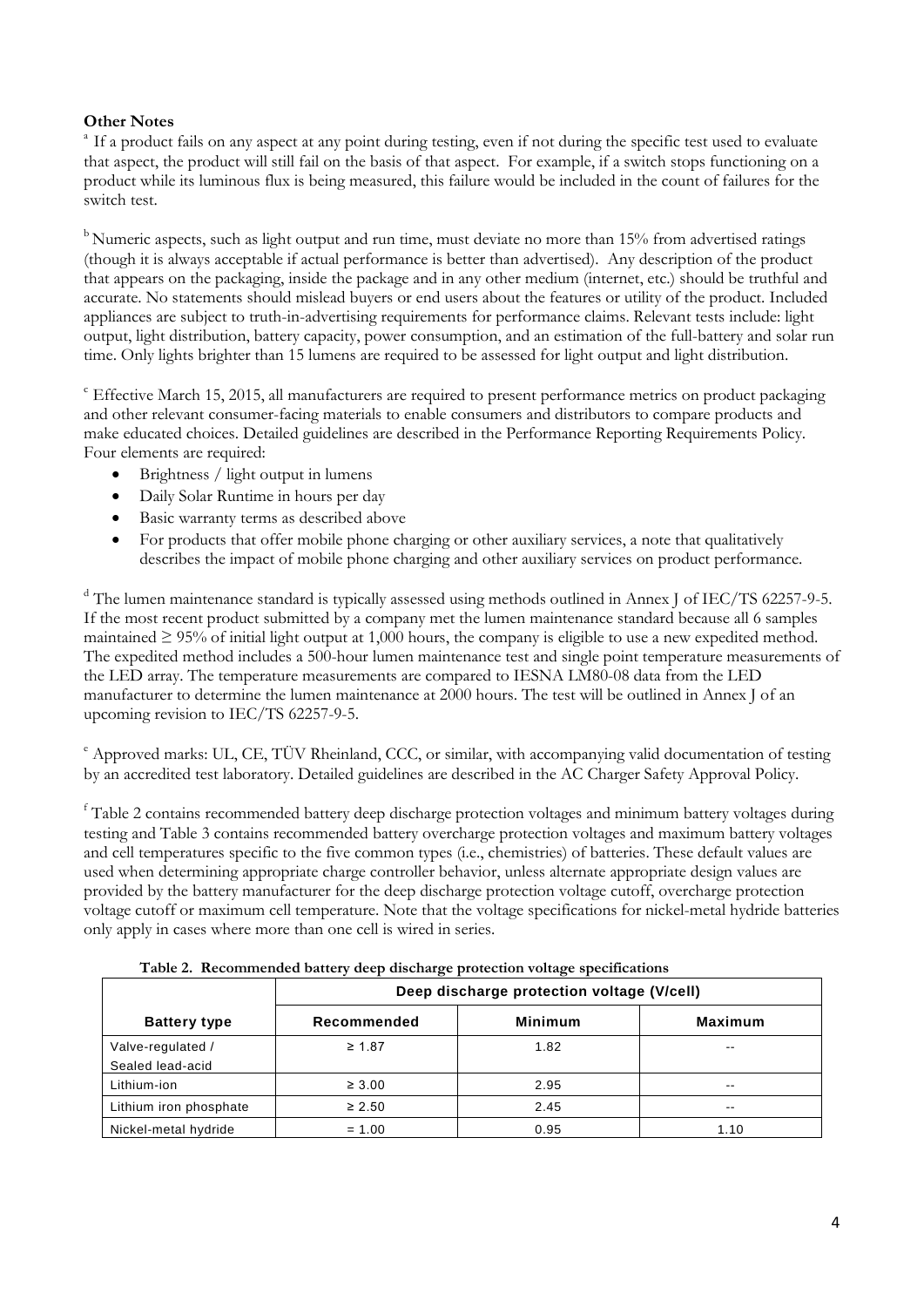**Other Notes**

[a] If a product fails on any aspect at any point during testing, even if not during the specific test used to evaluate that aspect, the product will still fail on the basis of that aspect. For example, if a switch stops functioning on a product while its luminous flux is being measured, this failure would be included in the count of failures for the switch test.

[b] Numeric aspects, such as light output and run time, must deviate no more than 15% from advertised ratings (though it is always acceptable if actual performance is better than advertised). Any description of the product that appears on the packaging, inside the package and in any other medium (internet, etc.) should be truthful and accurate. No statements should mislead buyers or end users about the features or utility of the product. Included appliances are subject to truth-in-advertising requirements for performance claims. Relevant tests include: light output, light distribution, battery capacity, power consumption, and an estimation of the full-battery and solar run time. Only lights brighter than 15 lumens are required to be assessed for light output and light distribution.

[c] Effective March 15, 2015, all manufacturers are required to present performance metrics on product packaging and other relevant consumer-facing materials to enable consumers and distributors to compare products and make educated choices. Detailed guidelines are described in the Performance Reporting Requirements Policy. Four elements are required:

- Brightness / light output in lumens
- Daily Solar Runtime in hours per day
- Basic warranty terms as described above
- For products that offer mobile phone charging or other auxiliary services, a note that qualitatively describes the impact of mobile phone charging and other auxiliary services on product performance.

[d] The lumen maintenance standard is typically assessed using methods outlined in Annex J of IEC/TS 62257-9-5. If the most recent product submitted by a company met the lumen maintenance standard because all 6 samples maintained ≥ 95% of initial light output at 1,000 hours, the company is eligible to use a new expedited method. The expedited method includes a 500-hour lumen maintenance test and single point temperature measurements of the LED array. The temperature measurements are compared to IESNA LM80-08 data from the LED manufacturer to determine the lumen maintenance at 2000 hours. The test will be outlined in Annex J of an upcoming revision to IEC/TS 62257-9-5.

[e] Approved marks: UL, CE, TÜV Rheinland, CCC, or similar, with accompanying valid documentation of testing by an accredited test laboratory. Detailed guidelines are described in the AC Charger Safety Approval Policy.

[f] Table 2 contains recommended battery deep discharge protection voltages and minimum battery voltages during testing and Table 3 contains recommended battery overcharge protection voltages and maximum battery voltages and cell temperatures specific to the five common types (i.e., chemistries) of batteries. These default values are used when determining appropriate charge controller behavior, unless alternate appropriate design values are provided by the battery manufacturer for the deep discharge protection voltage cutoff, overcharge protection voltage cutoff or maximum cell temperature. Note that the voltage specifications for nickel-metal hydride batteries only apply in cases where more than one cell is wired in series.

**Table 2. Recommended battery deep discharge protection voltage specifications**

| | Deep discharge protection voltage (V/cell) | | |
|---|---|---|---|
| **Battery type** | **Recommended** | **Minimum** | **Maximum** |
| Valve-regulated / Sealed lead-acid | ≥ 1.87 | 1.82 | -- |
| Lithium-ion | ≥ 3.00 | 2.95 | -- |
| Lithium iron phosphate | ≥ 2.50 | 2.45 | -- |
| Nickel-metal hydride | = 1.00 | 0.95 | 1.10 |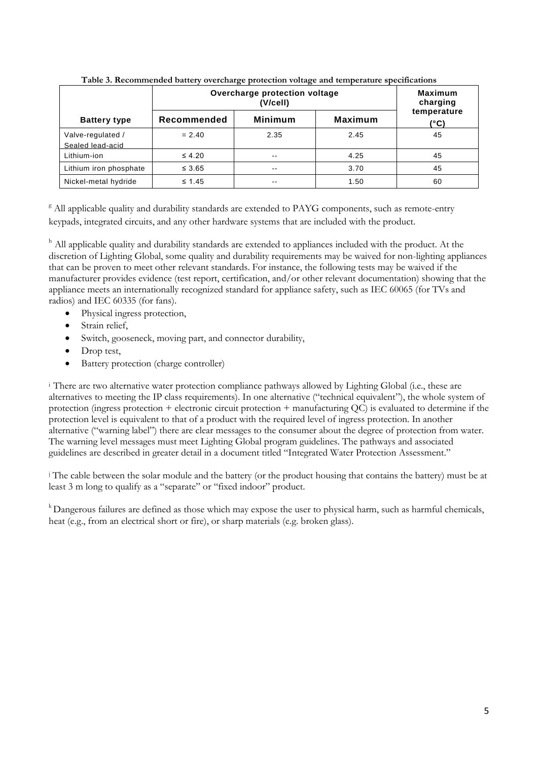**Table 3. Recommended battery overcharge protection voltage and temperature specifications**

| | Overcharge protection voltage (V/cell) | | | Maximum charging temperature (°C) |
|---|---|---|---|---|
| **Battery type** | **Recommended** | **Minimum** | **Maximum** | |
| Valve-regulated / Sealed lead-acid | = 2.40 | 2.35 | 2.45 | 45 |
| Lithium-ion | ≤ 4.20 | -- | 4.25 | 45 |
| Lithium iron phosphate | ≤ 3.65 | -- | 3.70 | 45 |
| Nickel-metal hydride | ≤ 1.45 | -- | 1.50 | 60 |

[g] All applicable quality and durability standards are extended to PAYG components, such as remote-entry keypads, integrated circuits, and any other hardware systems that are included with the product.

[h] All applicable quality and durability standards are extended to appliances included with the product. At the discretion of Lighting Global, some quality and durability requirements may be waived for non-lighting appliances that can be proven to meet other relevant standards. For instance, the following tests may be waived if the manufacturer provides evidence (test report, certification, and/or other relevant documentation) showing that the appliance meets an internationally recognized standard for appliance safety, such as IEC 60065 (for TVs and radios) and IEC 60335 (for fans).

- Physical ingress protection,
- Strain relief,
- Switch, gooseneck, moving part, and connector durability,
- Drop test,
- Battery protection (charge controller)

[i] There are two alternative water protection compliance pathways allowed by Lighting Global (i.e., these are alternatives to meeting the IP class requirements). In one alternative ("technical equivalent"), the whole system of protection (ingress protection + electronic circuit protection + manufacturing QC) is evaluated to determine if the protection level is equivalent to that of a product with the required level of ingress protection. In another alternative ("warning label") there are clear messages to the consumer about the degree of protection from water. The warning level messages must meet Lighting Global program guidelines. The pathways and associated guidelines are described in greater detail in a document titled "Integrated Water Protection Assessment."

[j] The cable between the solar module and the battery (or the product housing that contains the battery) must be at least 3 m long to qualify as a "separate" or "fixed indoor" product.

[k] Dangerous failures are defined as those which may expose the user to physical harm, such as harmful chemicals, heat (e.g., from an electrical short or fire), or sharp materials (e.g. broken glass).